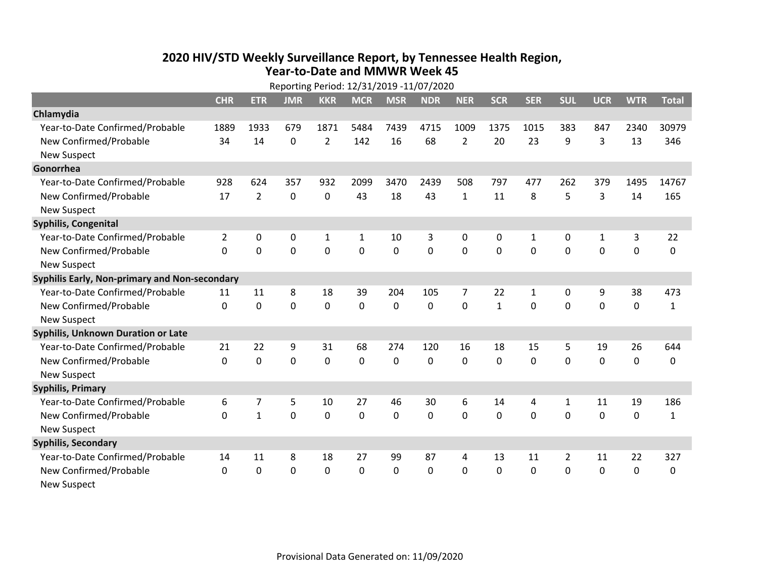# 2020 HIV/STD Weekly Surveillance Report, by Tennessee Health Region, Year-to-Date and MMWR Week 45

Reporting Period: 12/31/2019 -11/07/2020

| | CHR | ETR | JMR | KKR | MCR | MSR | NDR | NER | SCR | SER | SUL | UCR | WTR | Total |
|---|---|---|---|---|---|---|---|---|---|---|---|---|---|---|
| **Chlamydia** | | | | | | | | | | | | | | |
| Year-to-Date Confirmed/Probable | 1889 | 1933 | 679 | 1871 | 5484 | 7439 | 4715 | 1009 | 1375 | 1015 | 383 | 847 | 2340 | 30979 |
| New Confirmed/Probable | 34 | 14 | 0 | 2 | 142 | 16 | 68 | 2 | 20 | 23 | 9 | 3 | 13 | 346 |
| New Suspect | | | | | | | | | | | | | | |
| **Gonorrhea** | | | | | | | | | | | | | | |
| Year-to-Date Confirmed/Probable | 928 | 624 | 357 | 932 | 2099 | 3470 | 2439 | 508 | 797 | 477 | 262 | 379 | 1495 | 14767 |
| New Confirmed/Probable | 17 | 2 | 0 | 0 | 43 | 18 | 43 | 1 | 11 | 8 | 5 | 3 | 14 | 165 |
| New Suspect | | | | | | | | | | | | | | |
| **Syphilis, Congenital** | | | | | | | | | | | | | | |
| Year-to-Date Confirmed/Probable | 2 | 0 | 0 | 1 | 1 | 10 | 3 | 0 | 0 | 1 | 0 | 1 | 3 | 22 |
| New Confirmed/Probable | 0 | 0 | 0 | 0 | 0 | 0 | 0 | 0 | 0 | 0 | 0 | 0 | 0 | 0 |
| New Suspect | | | | | | | | | | | | | | |
| **Syphilis Early, Non-primary and Non-secondary** | | | | | | | | | | | | | | |
| Year-to-Date Confirmed/Probable | 11 | 11 | 8 | 18 | 39 | 204 | 105 | 7 | 22 | 1 | 0 | 9 | 38 | 473 |
| New Confirmed/Probable | 0 | 0 | 0 | 0 | 0 | 0 | 0 | 0 | 1 | 0 | 0 | 0 | 0 | 1 |
| New Suspect | | | | | | | | | | | | | | |
| **Syphilis, Unknown Duration or Late** | | | | | | | | | | | | | | |
| Year-to-Date Confirmed/Probable | 21 | 22 | 9 | 31 | 68 | 274 | 120 | 16 | 18 | 15 | 5 | 19 | 26 | 644 |
| New Confirmed/Probable | 0 | 0 | 0 | 0 | 0 | 0 | 0 | 0 | 0 | 0 | 0 | 0 | 0 | 0 |
| New Suspect | | | | | | | | | | | | | | |
| **Syphilis, Primary** | | | | | | | | | | | | | | |
| Year-to-Date Confirmed/Probable | 6 | 7 | 5 | 10 | 27 | 46 | 30 | 6 | 14 | 4 | 1 | 11 | 19 | 186 |
| New Confirmed/Probable | 0 | 1 | 0 | 0 | 0 | 0 | 0 | 0 | 0 | 0 | 0 | 0 | 0 | 1 |
| New Suspect | | | | | | | | | | | | | | |
| **Syphilis, Secondary** | | | | | | | | | | | | | | |
| Year-to-Date Confirmed/Probable | 14 | 11 | 8 | 18 | 27 | 99 | 87 | 4 | 13 | 11 | 2 | 11 | 22 | 327 |
| New Confirmed/Probable | 0 | 0 | 0 | 0 | 0 | 0 | 0 | 0 | 0 | 0 | 0 | 0 | 0 | 0 |
| New Suspect | | | | | | | | | | | | | | |

Provisional Data Generated on: 11/09/2020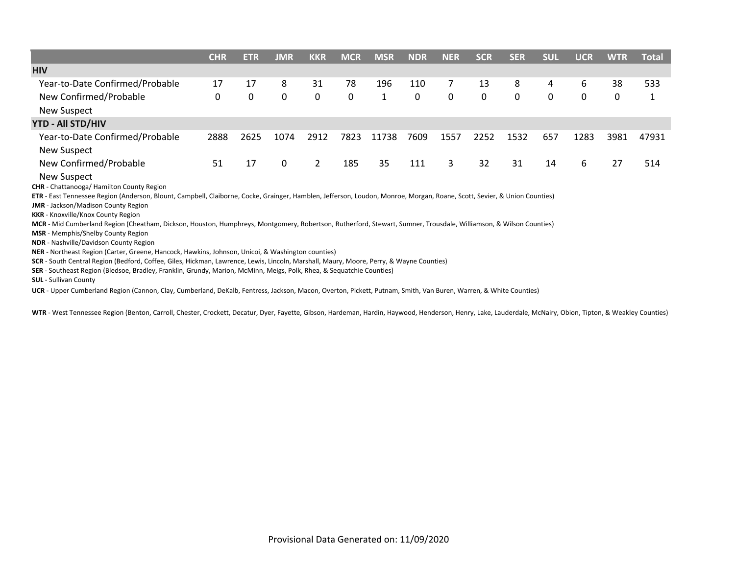| | CHR | ETR | JMR | KKR | MCR | MSR | NDR | NER | SCR | SER | SUL | UCR | WTR | Total |
|---|---|---|---|---|---|---|---|---|---|---|---|---|---|---|
| **HIV** | | | | | | | | | | | | | | |
| Year-to-Date Confirmed/Probable | 17 | 17 | 8 | 31 | 78 | 196 | 110 | 7 | 13 | 8 | 4 | 6 | 38 | 533 |
| New Confirmed/Probable | 0 | 0 | 0 | 0 | 0 | 1 | 0 | 0 | 0 | 0 | 0 | 0 | 0 | 1 |
| New Suspect | | | | | | | | | | | | | | |
| **YTD - All STD/HIV** | | | | | | | | | | | | | | |
| Year-to-Date Confirmed/Probable | 2888 | 2625 | 1074 | 2912 | 7823 | 11738 | 7609 | 1557 | 2252 | 1532 | 657 | 1283 | 3981 | 47931 |
| New Suspect | | | | | | | | | | | | | | |
| New Confirmed/Probable | 51 | 17 | 0 | 2 | 185 | 35 | 111 | 3 | 32 | 31 | 14 | 6 | 27 | 514 |
| New Suspect | | | | | | | | | | | | | | |

**CHR** - Chattanooga/ Hamilton County Region

**ETR** - East Tennessee Region (Anderson, Blount, Campbell, Claiborne, Cocke, Grainger, Hamblen, Jefferson, Loudon, Monroe, Morgan, Roane, Scott, Sevier, & Union Counties)

**JMR** - Jackson/Madison County Region

**KKR** - Knoxville/Knox County Region

**MCR** - Mid Cumberland Region (Cheatham, Dickson, Houston, Humphreys, Montgomery, Robertson, Rutherford, Stewart, Sumner, Trousdale, Williamson, & Wilson Counties)

**MSR** - Memphis/Shelby County Region

**NDR** - Nashville/Davidson County Region

**NER** - Northeast Region (Carter, Greene, Hancock, Hawkins, Johnson, Unicoi, & Washington counties)

**SCR** - South Central Region (Bedford, Coffee, Giles, Hickman, Lawrence, Lewis, Lincoln, Marshall, Maury, Moore, Perry, & Wayne Counties)

**SER** - Southeast Region (Bledsoe, Bradley, Franklin, Grundy, Marion, McMinn, Meigs, Polk, Rhea, & Sequatchie Counties)

**SUL** - Sullivan County

**UCR** - Upper Cumberland Region (Cannon, Clay, Cumberland, DeKalb, Fentress, Jackson, Macon, Overton, Pickett, Putnam, Smith, Van Buren, Warren, & White Counties)

**WTR** - West Tennessee Region (Benton, Carroll, Chester, Crockett, Decatur, Dyer, Fayette, Gibson, Hardeman, Hardin, Haywood, Henderson, Henry, Lake, Lauderdale, McNairy, Obion, Tipton, & Weakley Counties)

Provisional Data Generated on: 11/09/2020